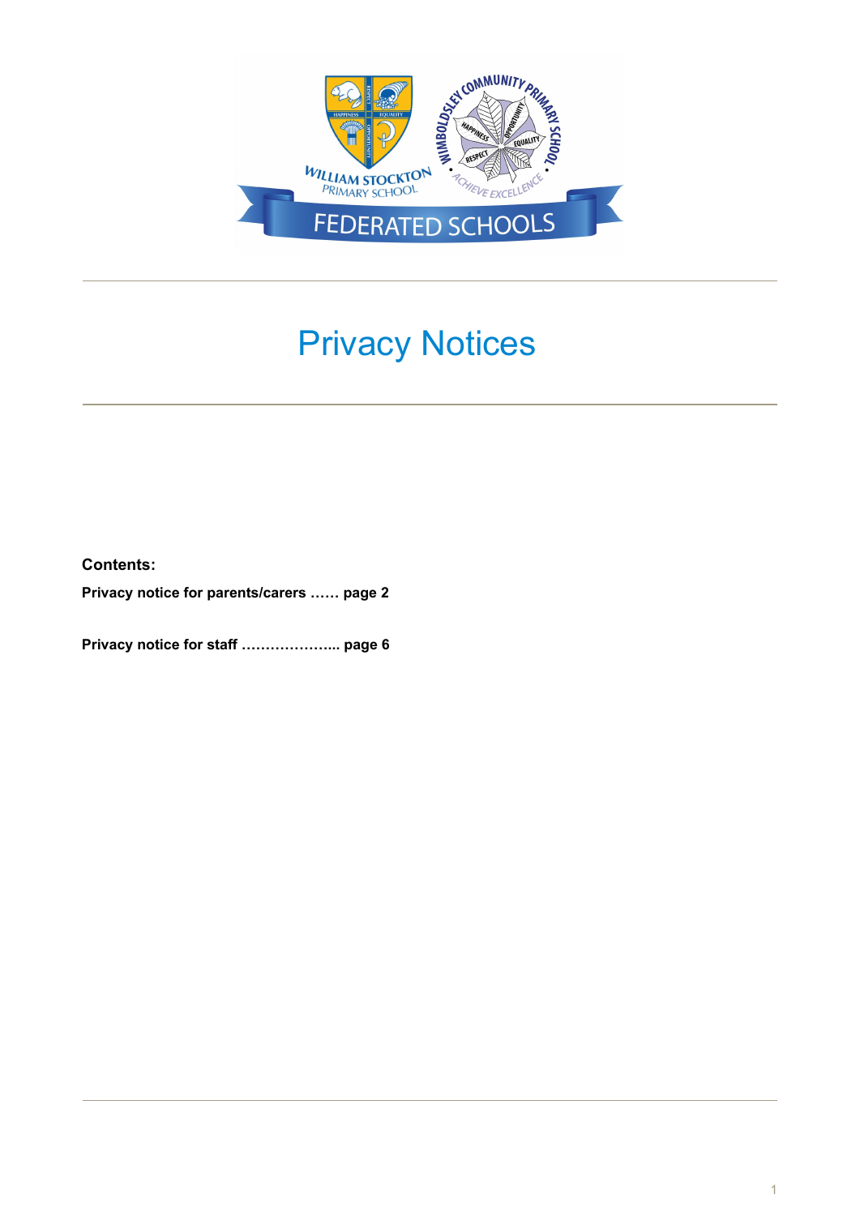# Privacy Notices

**Contents:**

**Privacy notice for parents/carers …… page 2**

**Privacy notice for staff ………………... page 6**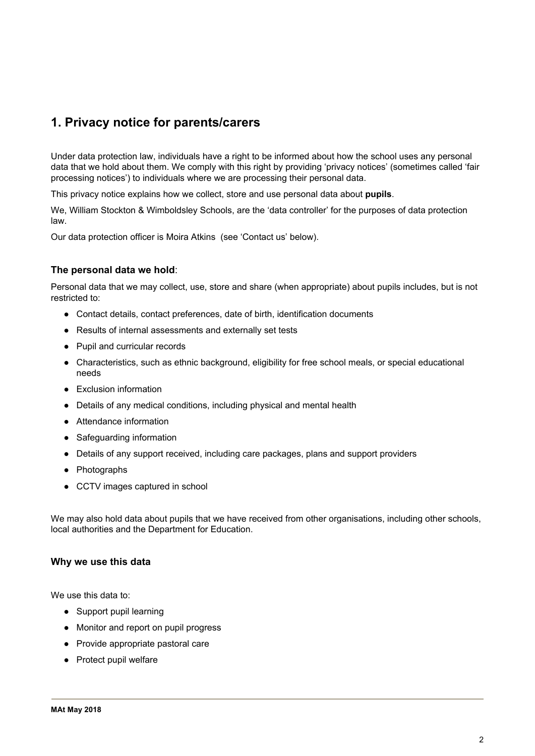## 1. Privacy notice for parents/carers

Under data protection law, individuals have a right to be informed about how the school uses any personal data that we hold about them. We comply with this right by providing 'privacy notices' (sometimes called 'fair processing notices') to individuals where we are processing their personal data.

This privacy notice explains how we collect, store and use personal data about **pupils**.

We, William Stockton & Wimboldsley Schools, are the 'data controller' for the purposes of data protection law.

Our data protection officer is Moira Atkins (see 'Contact us' below).

### The personal data we hold:

Personal data that we may collect, use, store and share (when appropriate) about pupils includes, but is not restricted to:

- Contact details, contact preferences, date of birth, identification documents
- Results of internal assessments and externally set tests
- Pupil and curricular records
- Characteristics, such as ethnic background, eligibility for free school meals, or special educational needs
- Exclusion information
- Details of any medical conditions, including physical and mental health
- Attendance information
- Safeguarding information
- Details of any support received, including care packages, plans and support providers
- Photographs
- CCTV images captured in school

We may also hold data about pupils that we have received from other organisations, including other schools, local authorities and the Department for Education.

### Why we use this data

We use this data to:

- Support pupil learning
- Monitor and report on pupil progress
- Provide appropriate pastoral care
- Protect pupil welfare

MAt May 2018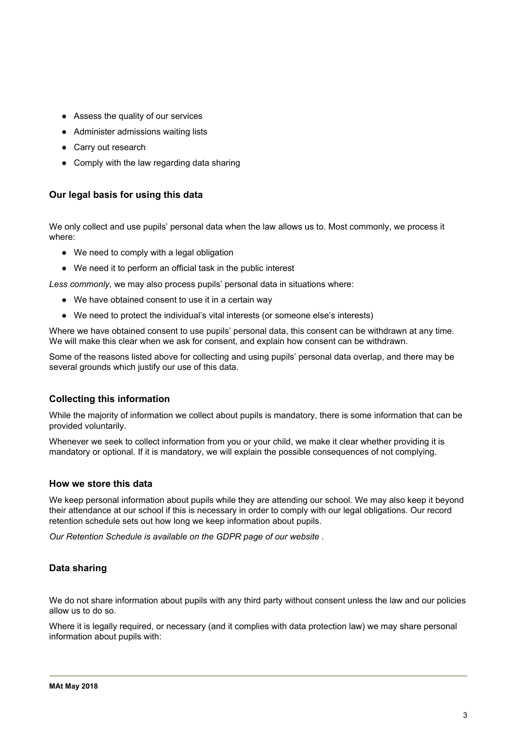- Assess the quality of our services
- Administer admissions waiting lists
- Carry out research
- Comply with the law regarding data sharing

### Our legal basis for using this data

We only collect and use pupils' personal data when the law allows us to. Most commonly, we process it where:

- We need to comply with a legal obligation
- We need it to perform an official task in the public interest

*Less commonly,* we may also process pupils' personal data in situations where:

- We have obtained consent to use it in a certain way
- We need to protect the individual's vital interests (or someone else's interests)

Where we have obtained consent to use pupils' personal data, this consent can be withdrawn at any time. We will make this clear when we ask for consent, and explain how consent can be withdrawn.

Some of the reasons listed above for collecting and using pupils' personal data overlap, and there may be several grounds which justify our use of this data.

### Collecting this information

While the majority of information we collect about pupils is mandatory, there is some information that can be provided voluntarily.

Whenever we seek to collect information from you or your child, we make it clear whether providing it is mandatory or optional. If it is mandatory, we will explain the possible consequences of not complying.

### How we store this data

We keep personal information about pupils while they are attending our school. We may also keep it beyond their attendance at our school if this is necessary in order to comply with our legal obligations. Our record retention schedule sets out how long we keep information about pupils.

*Our Retention Schedule is available on the GDPR page of our website .*

### Data sharing

We do not share information about pupils with any third party without consent unless the law and our policies allow us to do so.

Where it is legally required, or necessary (and it complies with data protection law) we may share personal information about pupils with: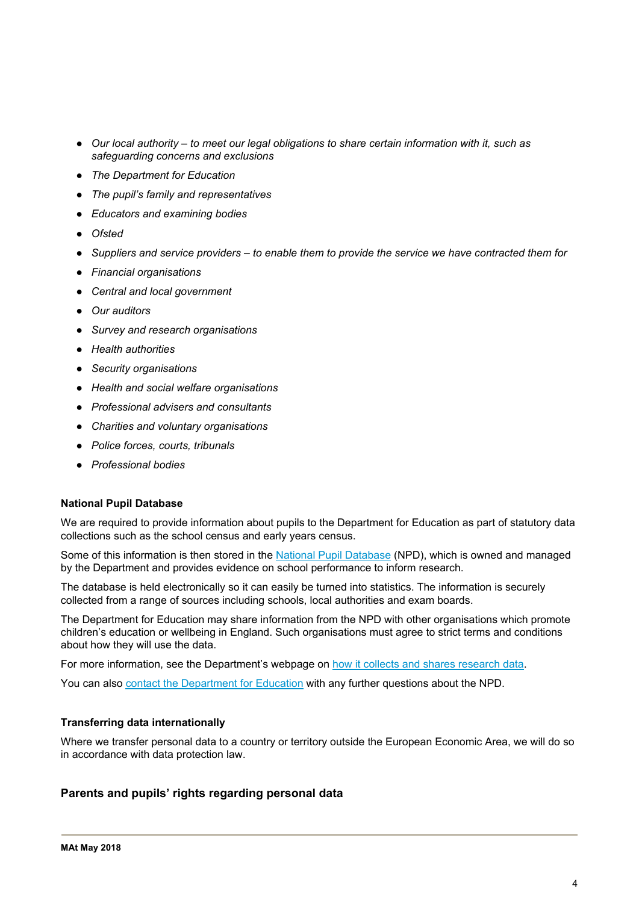- *Our local authority – to meet our legal obligations to share certain information with it, such as safeguarding concerns and exclusions*
- *The Department for Education*
- *The pupil's family and representatives*
- *Educators and examining bodies*
- *Ofsted*
- *Suppliers and service providers – to enable them to provide the service we have contracted them for*
- *Financial organisations*
- *Central and local government*
- *Our auditors*
- *Survey and research organisations*
- *Health authorities*
- *Security organisations*
- *Health and social welfare organisations*
- *Professional advisers and consultants*
- *Charities and voluntary organisations*
- *Police forces, courts, tribunals*
- *Professional bodies*

### National Pupil Database

We are required to provide information about pupils to the Department for Education as part of statutory data collections such as the school census and early years census.

Some of this information is then stored in the National Pupil Database (NPD), which is owned and managed by the Department and provides evidence on school performance to inform research.

The database is held electronically so it can easily be turned into statistics. The information is securely collected from a range of sources including schools, local authorities and exam boards.

The Department for Education may share information from the NPD with other organisations which promote children's education or wellbeing in England. Such organisations must agree to strict terms and conditions about how they will use the data.

For more information, see the Department's webpage on how it collects and shares research data.

You can also contact the Department for Education with any further questions about the NPD.

### Transferring data internationally

Where we transfer personal data to a country or territory outside the European Economic Area, we will do so in accordance with data protection law.

## Parents and pupils' rights regarding personal data

**MAt May 2018**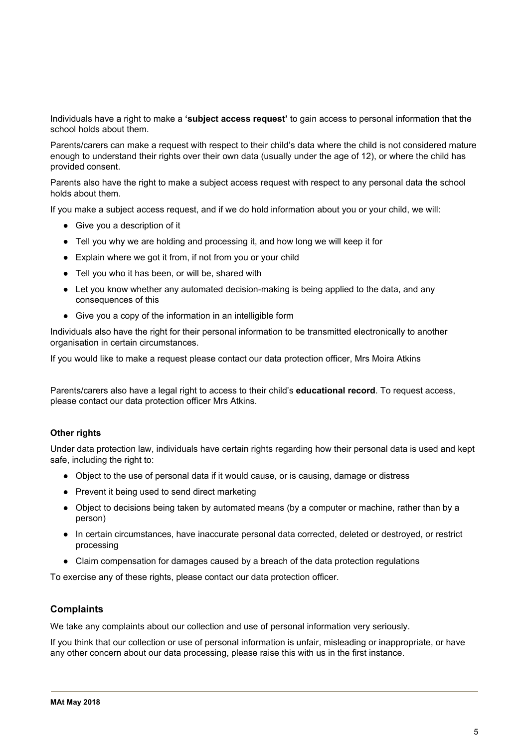Individuals have a right to make a **'subject access request'** to gain access to personal information that the school holds about them.

Parents/carers can make a request with respect to their child's data where the child is not considered mature enough to understand their rights over their own data (usually under the age of 12), or where the child has provided consent.

Parents also have the right to make a subject access request with respect to any personal data the school holds about them.

If you make a subject access request, and if we do hold information about you or your child, we will:

- Give you a description of it
- Tell you why we are holding and processing it, and how long we will keep it for
- Explain where we got it from, if not from you or your child
- Tell you who it has been, or will be, shared with
- Let you know whether any automated decision-making is being applied to the data, and any consequences of this
- Give you a copy of the information in an intelligible form

Individuals also have the right for their personal information to be transmitted electronically to another organisation in certain circumstances.

If you would like to make a request please contact our data protection officer, Mrs Moira Atkins

Parents/carers also have a legal right to access to their child's **educational record**. To request access, please contact our data protection officer Mrs Atkins.

#### Other rights

Under data protection law, individuals have certain rights regarding how their personal data is used and kept safe, including the right to:

- Object to the use of personal data if it would cause, or is causing, damage or distress
- Prevent it being used to send direct marketing
- Object to decisions being taken by automated means (by a computer or machine, rather than by a person)
- In certain circumstances, have inaccurate personal data corrected, deleted or destroyed, or restrict processing
- Claim compensation for damages caused by a breach of the data protection regulations

To exercise any of these rights, please contact our data protection officer.

### Complaints

We take any complaints about our collection and use of personal information very seriously.

If you think that our collection or use of personal information is unfair, misleading or inappropriate, or have any other concern about our data processing, please raise this with us in the first instance.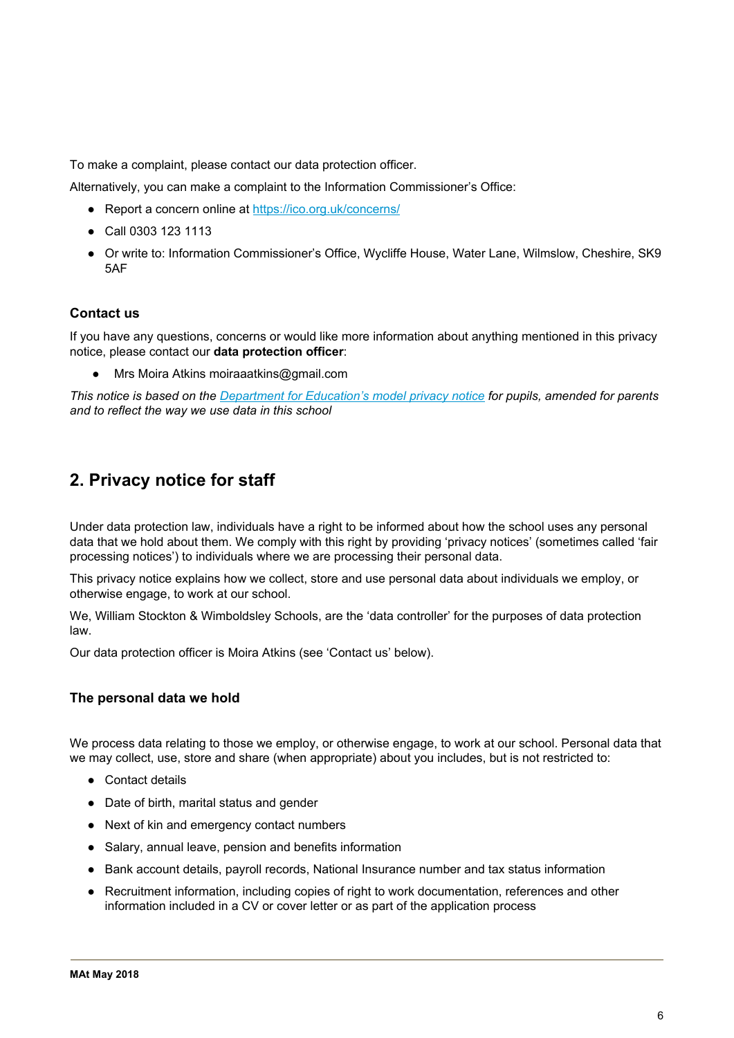To make a complaint, please contact our data protection officer.

Alternatively, you can make a complaint to the Information Commissioner's Office:

- Report a concern online at [https://ico.org.uk/concerns/](https://ico.org.uk/concerns/)
- Call 0303 123 1113
- Or write to: Information Commissioner's Office, Wycliffe House, Water Lane, Wilmslow, Cheshire, SK9 5AF

### Contact us

If you have any questions, concerns or would like more information about anything mentioned in this privacy notice, please contact our **data protection officer**:

- Mrs Moira Atkins moiraaatkins@gmail.com

*This notice is based on the [Department for Education's model privacy notice](#) for pupils, amended for parents and to reflect the way we use data in this school*

## 2. Privacy notice for staff

Under data protection law, individuals have a right to be informed about how the school uses any personal data that we hold about them. We comply with this right by providing 'privacy notices' (sometimes called 'fair processing notices') to individuals where we are processing their personal data.

This privacy notice explains how we collect, store and use personal data about individuals we employ, or otherwise engage, to work at our school.

We, William Stockton & Wimboldsley Schools, are the 'data controller' for the purposes of data protection law.

Our data protection officer is Moira Atkins (see 'Contact us' below).

### The personal data we hold

We process data relating to those we employ, or otherwise engage, to work at our school. Personal data that we may collect, use, store and share (when appropriate) about you includes, but is not restricted to:

- Contact details
- Date of birth, marital status and gender
- Next of kin and emergency contact numbers
- Salary, annual leave, pension and benefits information
- Bank account details, payroll records, National Insurance number and tax status information
- Recruitment information, including copies of right to work documentation, references and other information included in a CV or cover letter or as part of the application process

**MAt May 2018**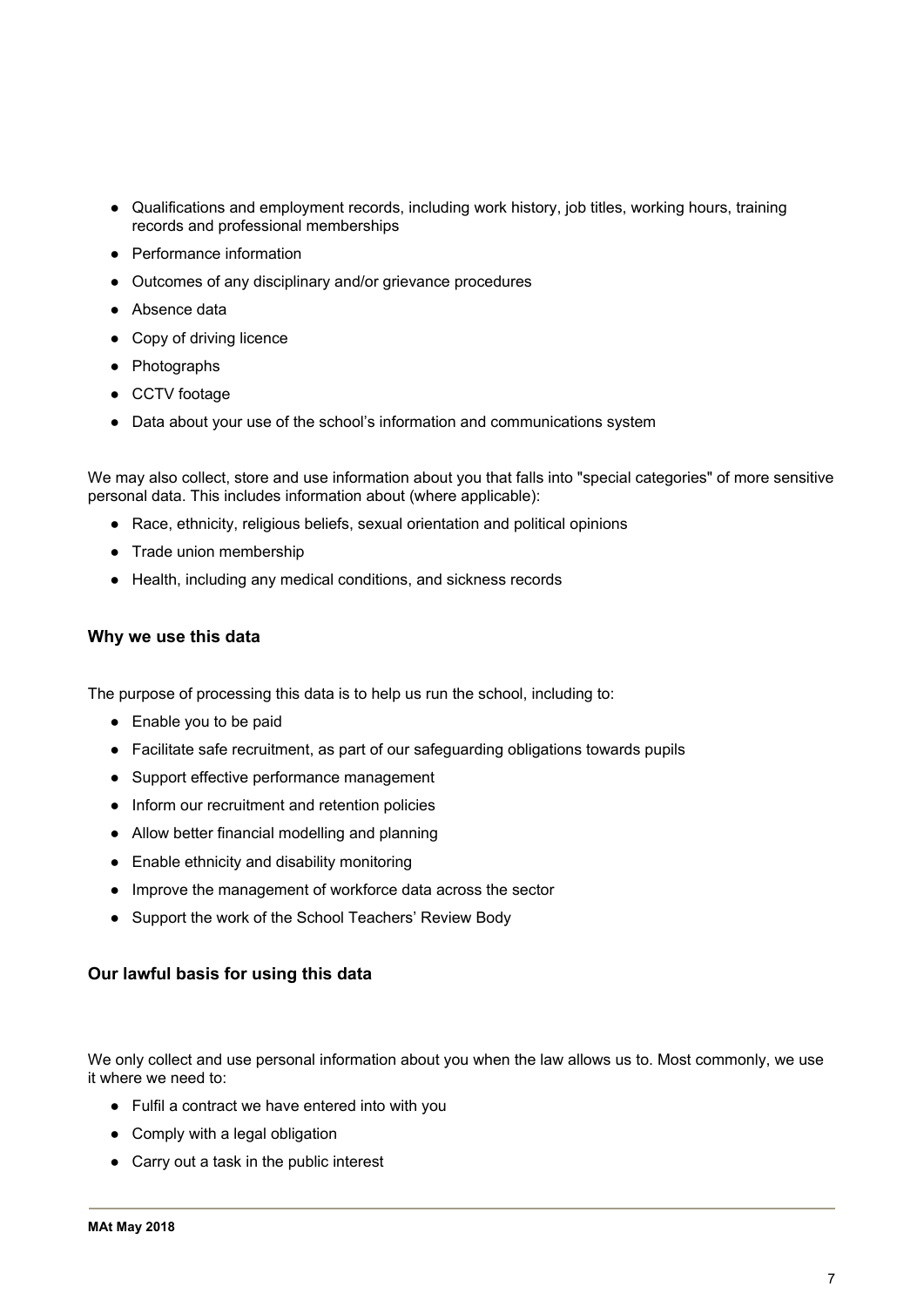- Qualifications and employment records, including work history, job titles, working hours, training records and professional memberships
- Performance information
- Outcomes of any disciplinary and/or grievance procedures
- Absence data
- Copy of driving licence
- Photographs
- CCTV footage
- Data about your use of the school's information and communications system

We may also collect, store and use information about you that falls into "special categories" of more sensitive personal data. This includes information about (where applicable):

- Race, ethnicity, religious beliefs, sexual orientation and political opinions
- Trade union membership
- Health, including any medical conditions, and sickness records

### Why we use this data

The purpose of processing this data is to help us run the school, including to:

- Enable you to be paid
- Facilitate safe recruitment, as part of our safeguarding obligations towards pupils
- Support effective performance management
- Inform our recruitment and retention policies
- Allow better financial modelling and planning
- Enable ethnicity and disability monitoring
- Improve the management of workforce data across the sector
- Support the work of the School Teachers' Review Body

### Our lawful basis for using this data

We only collect and use personal information about you when the law allows us to. Most commonly, we use it where we need to:

- Fulfil a contract we have entered into with you
- Comply with a legal obligation
- Carry out a task in the public interest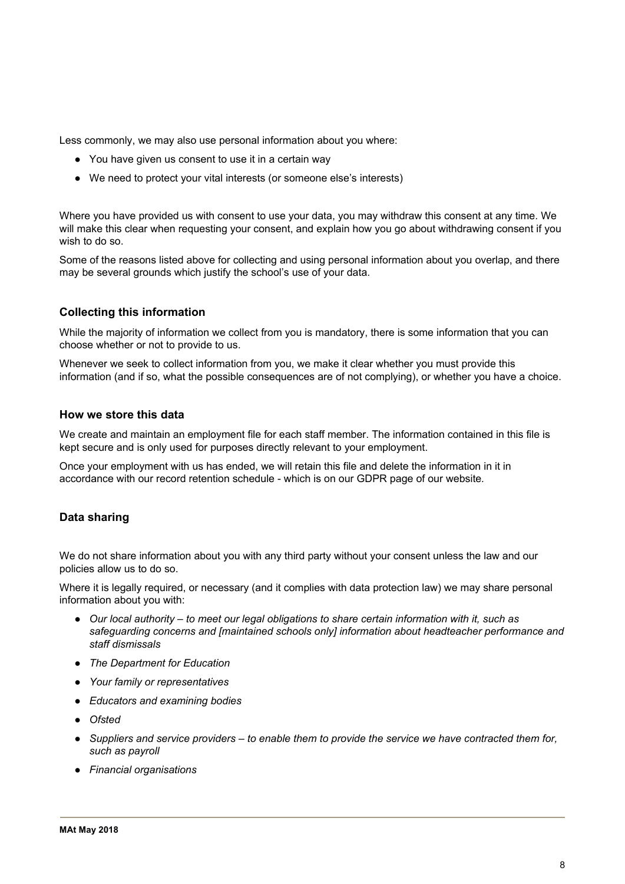Less commonly, we may also use personal information about you where:

- You have given us consent to use it in a certain way
- We need to protect your vital interests (or someone else's interests)

Where you have provided us with consent to use your data, you may withdraw this consent at any time. We will make this clear when requesting your consent, and explain how you go about withdrawing consent if you wish to do so.

Some of the reasons listed above for collecting and using personal information about you overlap, and there may be several grounds which justify the school's use of your data.

### Collecting this information

While the majority of information we collect from you is mandatory, there is some information that you can choose whether or not to provide to us.

Whenever we seek to collect information from you, we make it clear whether you must provide this information (and if so, what the possible consequences are of not complying), or whether you have a choice.

### How we store this data

We create and maintain an employment file for each staff member. The information contained in this file is kept secure and is only used for purposes directly relevant to your employment.

Once your employment with us has ended, we will retain this file and delete the information in it in accordance with our record retention schedule - which is on our GDPR page of our website.

### Data sharing

We do not share information about you with any third party without your consent unless the law and our policies allow us to do so.

Where it is legally required, or necessary (and it complies with data protection law) we may share personal information about you with:

- *Our local authority – to meet our legal obligations to share certain information with it, such as safeguarding concerns and [maintained schools only] information about headteacher performance and staff dismissals*
- *The Department for Education*
- *Your family or representatives*
- *Educators and examining bodies*
- *Ofsted*
- *Suppliers and service providers – to enable them to provide the service we have contracted them for, such as payroll*
- *Financial organisations*

**MAt May 2018**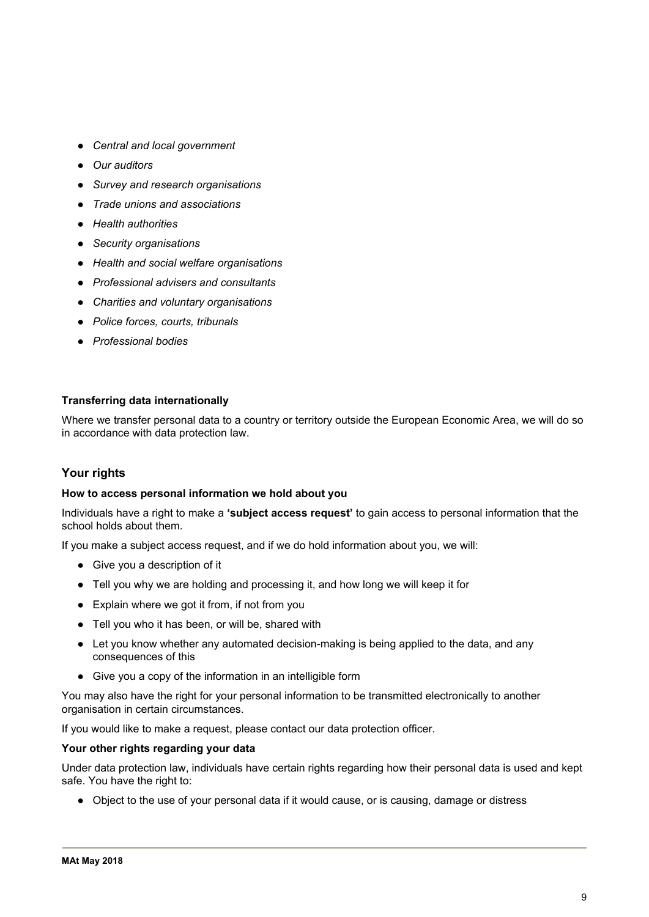- *Central and local government*
- *Our auditors*
- *Survey and research organisations*
- *Trade unions and associations*
- *Health authorities*
- *Security organisations*
- *Health and social welfare organisations*
- *Professional advisers and consultants*
- *Charities and voluntary organisations*
- *Police forces, courts, tribunals*
- *Professional bodies*

**Transferring data internationally**

Where we transfer personal data to a country or territory outside the European Economic Area, we will do so in accordance with data protection law.

## Your rights

**How to access personal information we hold about you**

Individuals have a right to make a **'subject access request'** to gain access to personal information that the school holds about them.

If you make a subject access request, and if we do hold information about you, we will:

- Give you a description of it
- Tell you why we are holding and processing it, and how long we will keep it for
- Explain where we got it from, if not from you
- Tell you who it has been, or will be, shared with
- Let you know whether any automated decision-making is being applied to the data, and any consequences of this
- Give you a copy of the information in an intelligible form

You may also have the right for your personal information to be transmitted electronically to another organisation in certain circumstances.

If you would like to make a request, please contact our data protection officer.

**Your other rights regarding your data**

Under data protection law, individuals have certain rights regarding how their personal data is used and kept safe. You have the right to:

- Object to the use of your personal data if it would cause, or is causing, damage or distress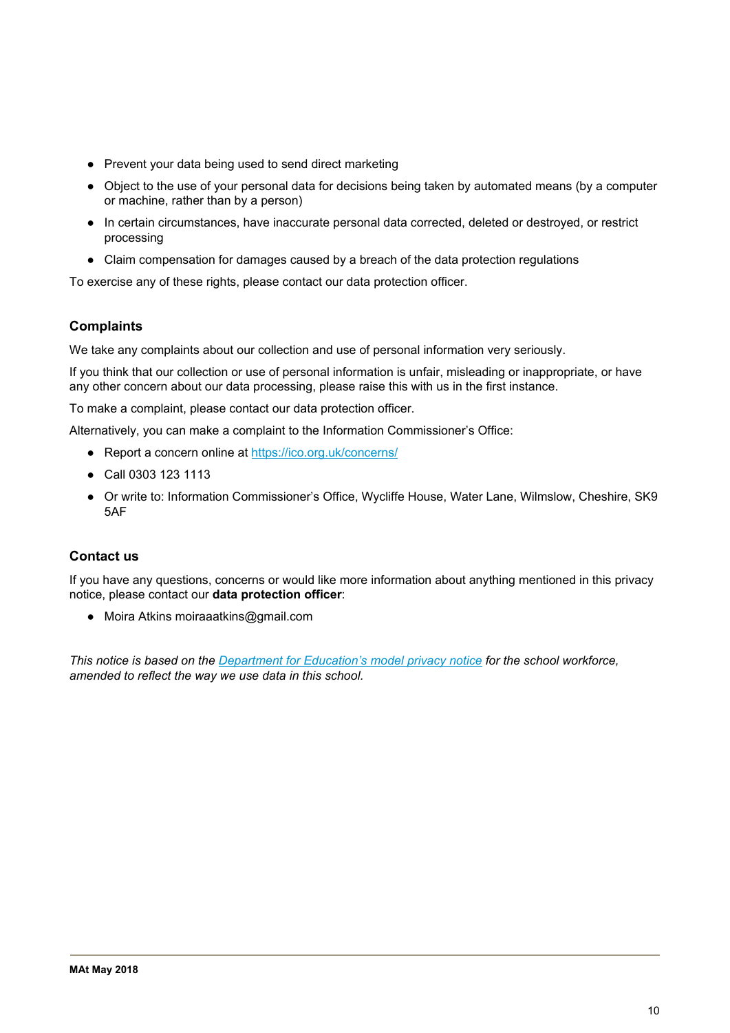- Prevent your data being used to send direct marketing
- Object to the use of your personal data for decisions being taken by automated means (by a computer or machine, rather than by a person)
- In certain circumstances, have inaccurate personal data corrected, deleted or destroyed, or restrict processing
- Claim compensation for damages caused by a breach of the data protection regulations

To exercise any of these rights, please contact our data protection officer.

## Complaints

We take any complaints about our collection and use of personal information very seriously.

If you think that our collection or use of personal information is unfair, misleading or inappropriate, or have any other concern about our data processing, please raise this with us in the first instance.

To make a complaint, please contact our data protection officer.

Alternatively, you can make a complaint to the Information Commissioner's Office:

- Report a concern online at [https://ico.org.uk/concerns/](https://ico.org.uk/concerns/)
- Call 0303 123 1113
- Or write to: Information Commissioner's Office, Wycliffe House, Water Lane, Wilmslow, Cheshire, SK9 5AF

## Contact us

If you have any questions, concerns or would like more information about anything mentioned in this privacy notice, please contact our **data protection officer**:

- Moira Atkins moiraaatkins@gmail.com

*This notice is based on the [Department for Education's model privacy notice](#) for the school workforce, amended to reflect the way we use data in this school.*

**MAt May 2018**